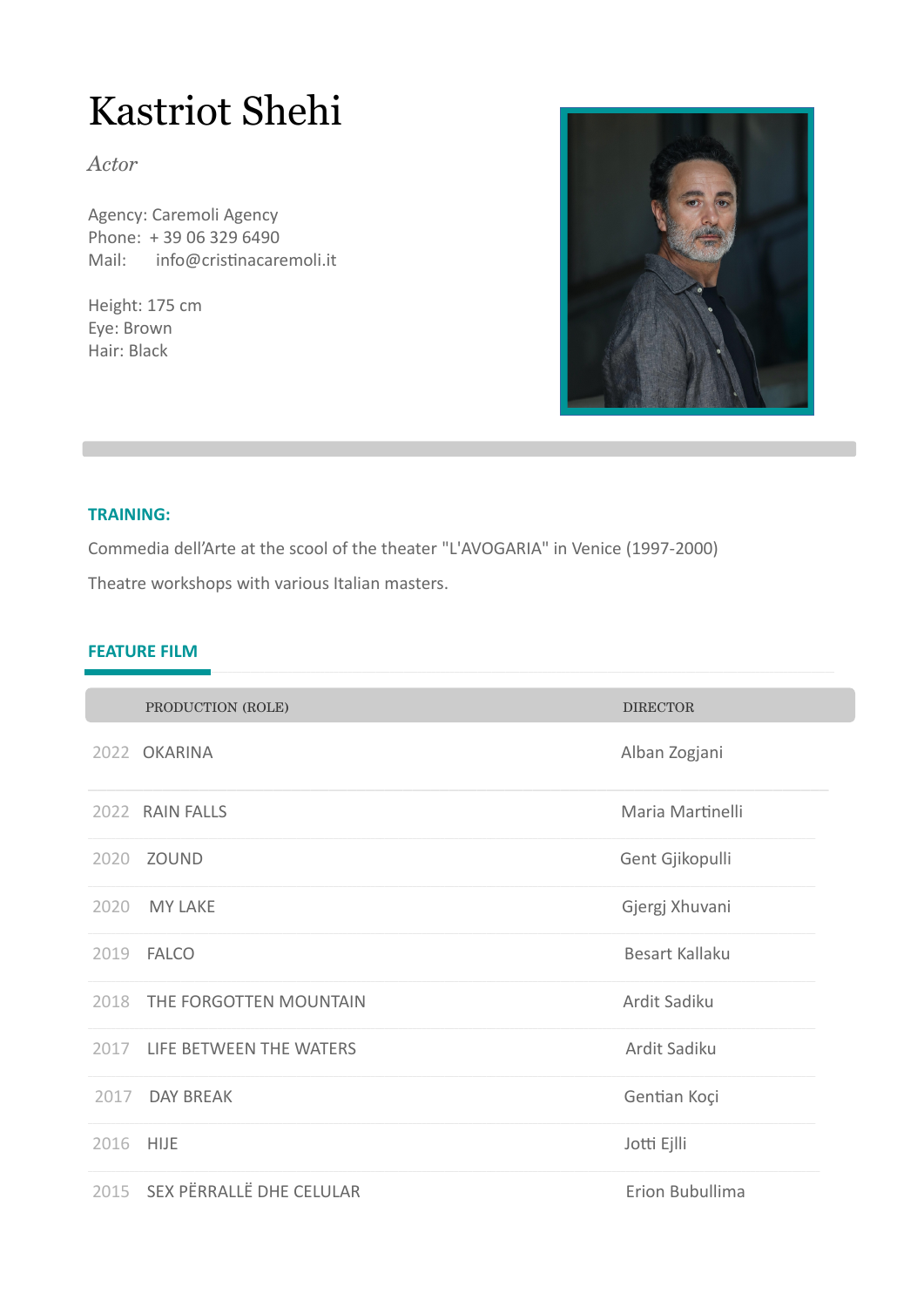# Kastriot Shehi

*Actor*

Agency: Caremoli Agency
Phone: + 39 06 329 6490
Mail: info@cristinacaremoli.it

Height: 175 cm
Eye: Brown
Hair: Black

## TRAINING:

Commedia dell'Arte at the scool of the theater "L'AVOGARIA" in Venice (1997-2000)

Theatre workshops with various Italian masters.

## FEATURE FILM

| | PRODUCTION (ROLE) | DIRECTOR |
|---|---|---|
| 2022 | OKARINA | Alban Zogjani |
| 2022 | RAIN FALLS | Maria Martinelli |
| 2020 | ZOUND | Gent Gjikopulli |
| 2020 | MY LAKE | Gjergj Xhuvani |
| 2019 | FALCO | Besart Kallaku |
| 2018 | THE FORGOTTEN MOUNTAIN | Ardit Sadiku |
| 2017 | LIFE BETWEEN THE WATERS | Ardit Sadiku |
| 2017 | DAY BREAK | Gentian Koçi |
| 2016 | HIJE | Jotti Ejlli |
| 2015 | SEX PËRRALLË DHE CELULAR | Erion Bubullima |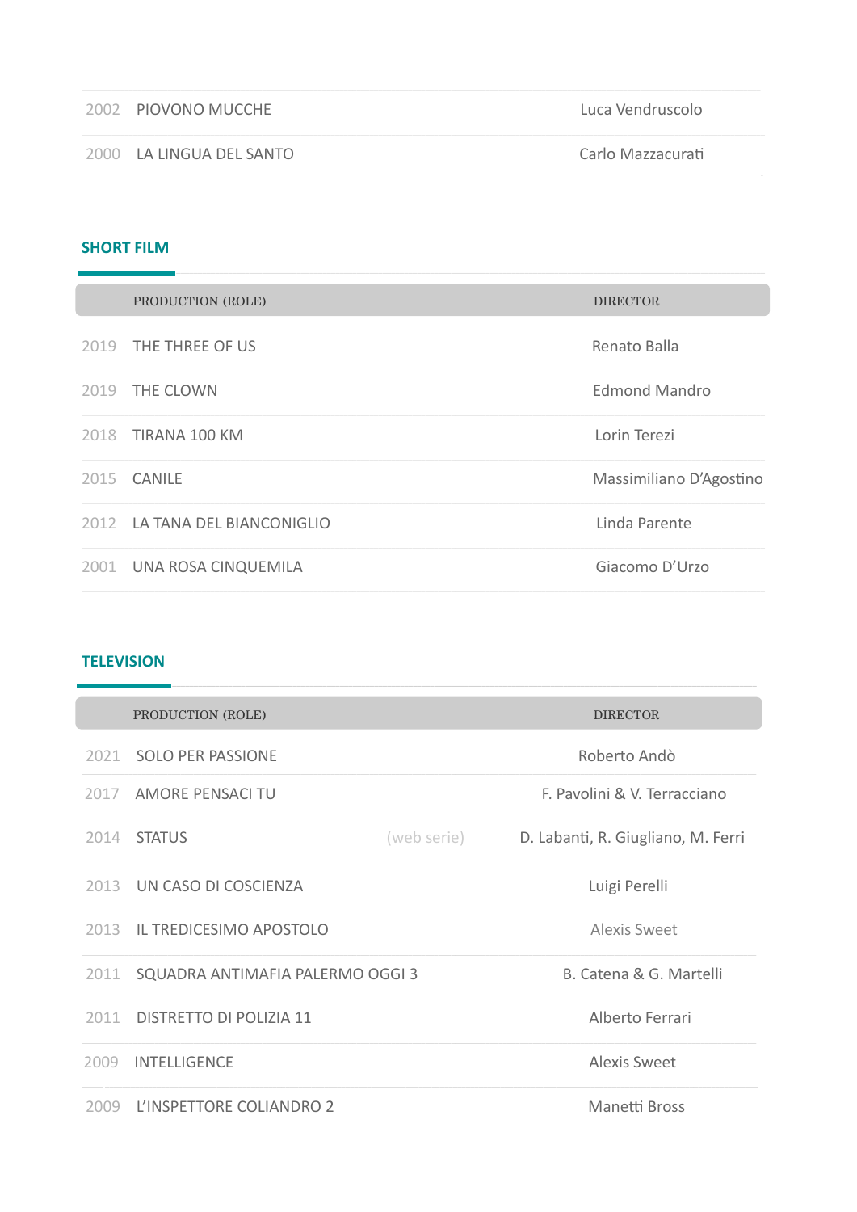| | | |
|---|---|---|
| 2002 | PIOVONO MUCCHE | Luca Vendruscolo |
| 2000 | LA LINGUA DEL SANTO | Carlo Mazzacurati |

## SHORT FILM

| | PRODUCTION (ROLE) | DIRECTOR |
|---|---|---|
| 2019 | THE THREE OF US | Renato Balla |
| 2019 | THE CLOWN | Edmond Mandro |
| 2018 | TIRANA 100 KM | Lorin Terezi |
| 2015 | CANILE | Massimiliano D'Agostino |
| 2012 | LA TANA DEL BIANCONIGLIO | Linda Parente |
| 2001 | UNA ROSA CINQUEMILA | Giacomo D'Urzo |

## TELEVISION

| | PRODUCTION (ROLE) | | DIRECTOR |
|---|---|---|---|
| 2021 | SOLO PER PASSIONE | | Roberto Andò |
| 2017 | AMORE PENSACI TU | | F. Pavolini & V. Terracciano |
| 2014 | STATUS | (web serie) | D. Labanti, R. Giugliano, M. Ferri |
| 2013 | UN CASO DI COSCIENZA | | Luigi Perelli |
| 2013 | IL TREDICESIMO APOSTOLO | | Alexis Sweet |
| 2011 | SQUADRA ANTIMAFIA PALERMO OGGI 3 | | B. Catena & G. Martelli |
| 2011 | DISTRETTO DI POLIZIA 11 | | Alberto Ferrari |
| 2009 | INTELLIGENCE | | Alexis Sweet |
| 2009 | L'INSPETTORE COLIANDRO 2 | | Manetti Bross |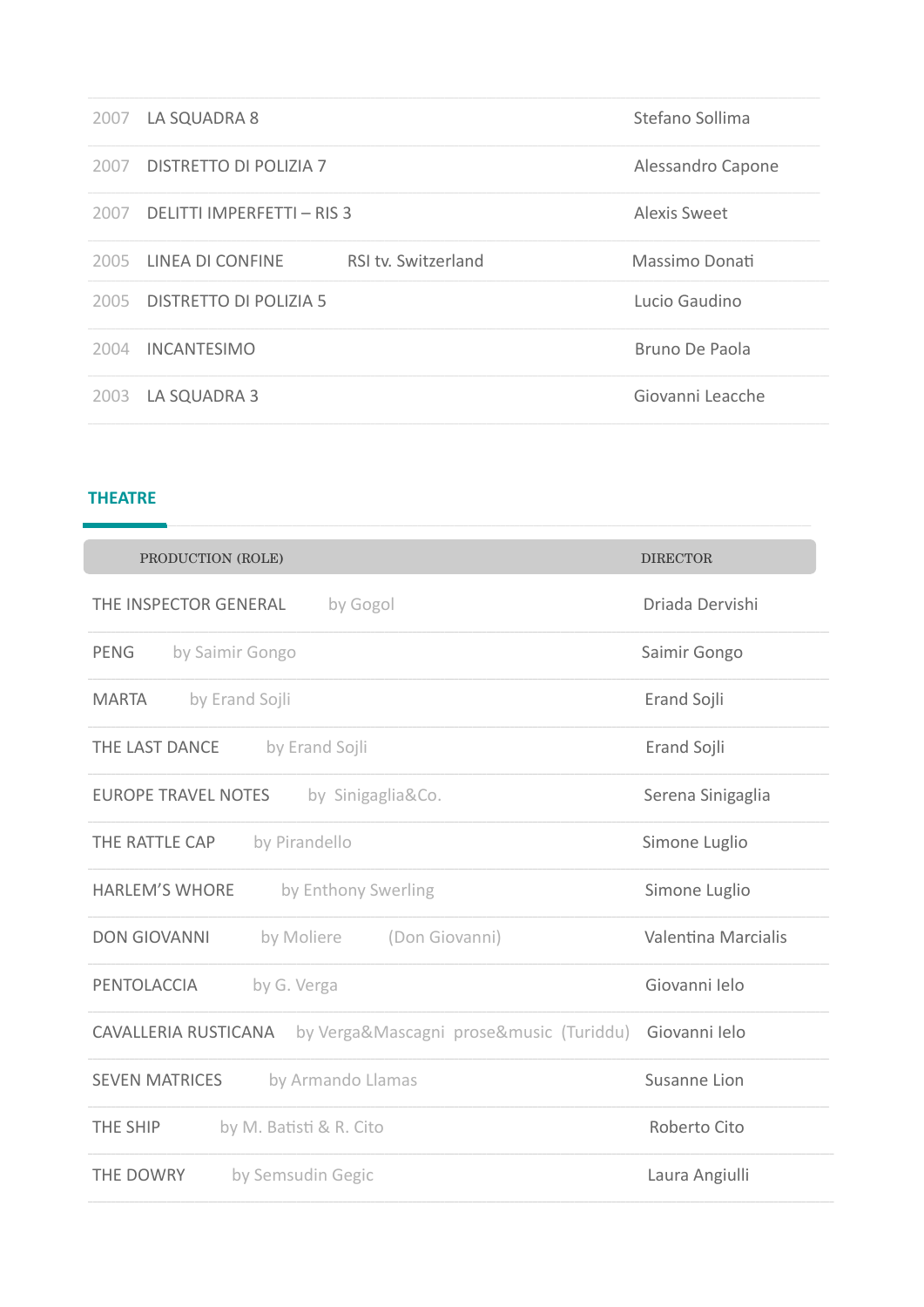| | | | |
|---|---|---|---|
| 2007 | LA SQUADRA 8 | | Stefano Sollima |
| 2007 | DISTRETTO DI POLIZIA 7 | | Alessandro Capone |
| 2007 | DELITTI IMPERFETTI – RIS 3 | | Alexis Sweet |
| 2005 | LINEA DI CONFINE | RSI tv. Switzerland | Massimo Donati |
| 2005 | DISTRETTO DI POLIZIA 5 | | Lucio Gaudino |
| 2004 | INCANTESIMO | | Bruno De Paola |
| 2003 | LA SQUADRA 3 | | Giovanni Leacche |

## THEATRE

| PRODUCTION (ROLE) | | | DIRECTOR |
|---|---|---|---|
| THE INSPECTOR GENERAL | by Gogol | | Driada Dervishi |
| PENG | by Saimir Gongo | | Saimir Gongo |
| MARTA | by Erand Sojli | | Erand Sojli |
| THE LAST DANCE | by Erand Sojli | | Erand Sojli |
| EUROPE TRAVEL NOTES | by Sinigaglia&Co. | | Serena Sinigaglia |
| THE RATTLE CAP | by Pirandello | | Simone Luglio |
| HARLEM'S WHORE | by Enthony Swerling | | Simone Luglio |
| DON GIOVANNI | by Moliere | (Don Giovanni) | Valentina Marcialis |
| PENTOLACCIA | by G. Verga | | Giovanni Ielo |
| CAVALLERIA RUSTICANA | by Verga&Mascagni prose&music | (Turiddu) | Giovanni Ielo |
| SEVEN MATRICES | by Armando Llamas | | Susanne Lion |
| THE SHIP | by M. Batisti & R. Cito | | Roberto Cito |
| THE DOWRY | by Semsudin Gegic | | Laura Angiulli |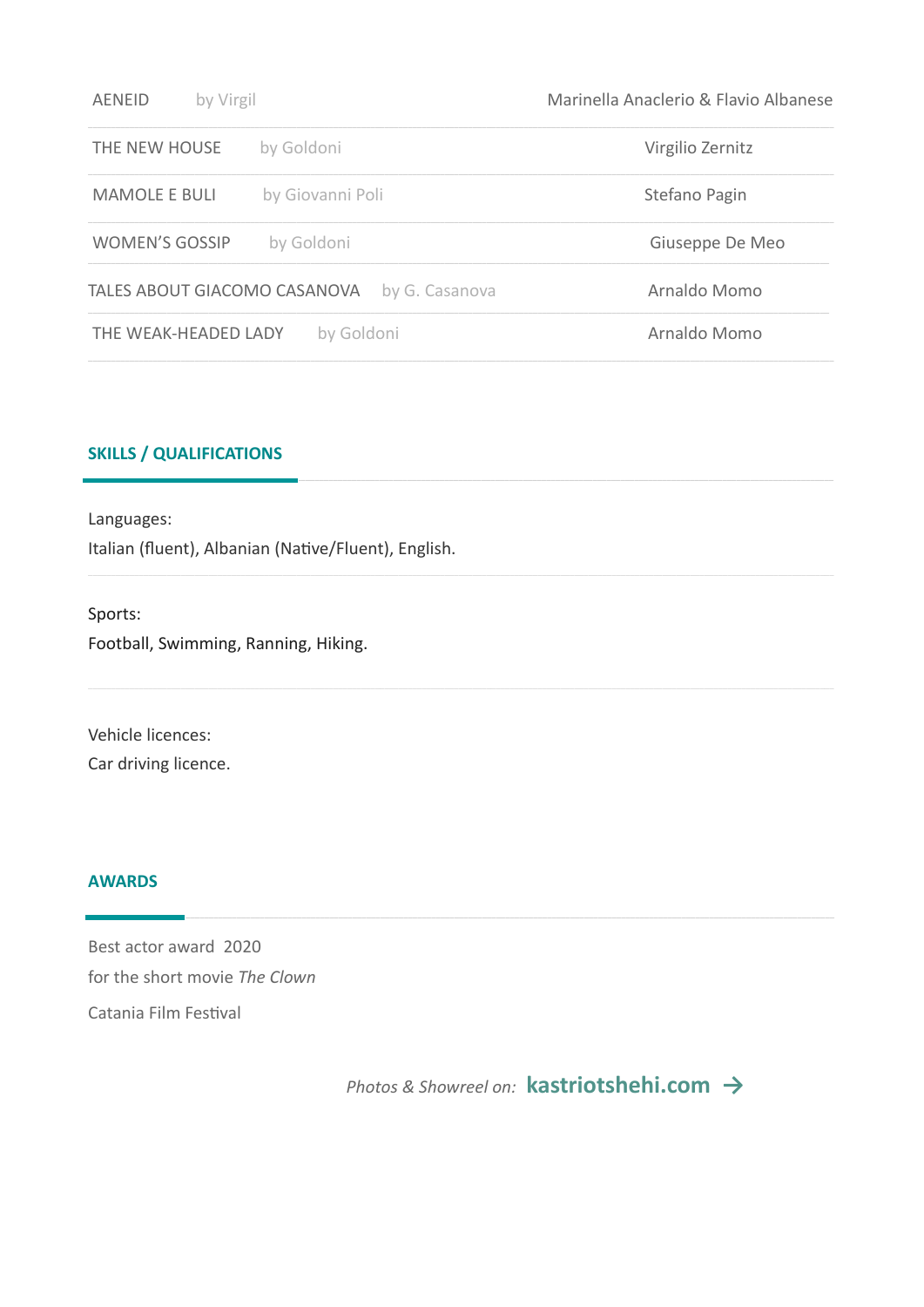| | | |
|---|---|---|
| AENEID | by Virgil | Marinella Anaclerio & Flavio Albanese |
| THE NEW HOUSE | by Goldoni | Virgilio Zernitz |
| MAMOLE E BULI | by Giovanni Poli | Stefano Pagin |
| WOMEN'S GOSSIP | by Goldoni | Giuseppe De Meo |
| TALES ABOUT GIACOMO CASANOVA | by G. Casanova | Arnaldo Momo |
| THE WEAK-HEADED LADY | by Goldoni | Arnaldo Momo |

## SKILLS / QUALIFICATIONS

Languages:
Italian (fluent), Albanian (Native/Fluent), English.

Sports:
Football, Swimming, Ranning, Hiking.

Vehicle licences:
Car driving licence.

## AWARDS

Best actor award 2020
for the short movie *The Clown*
Catania Film Festival

*Photos & Showreel on:* **kastriotshehi.com →**